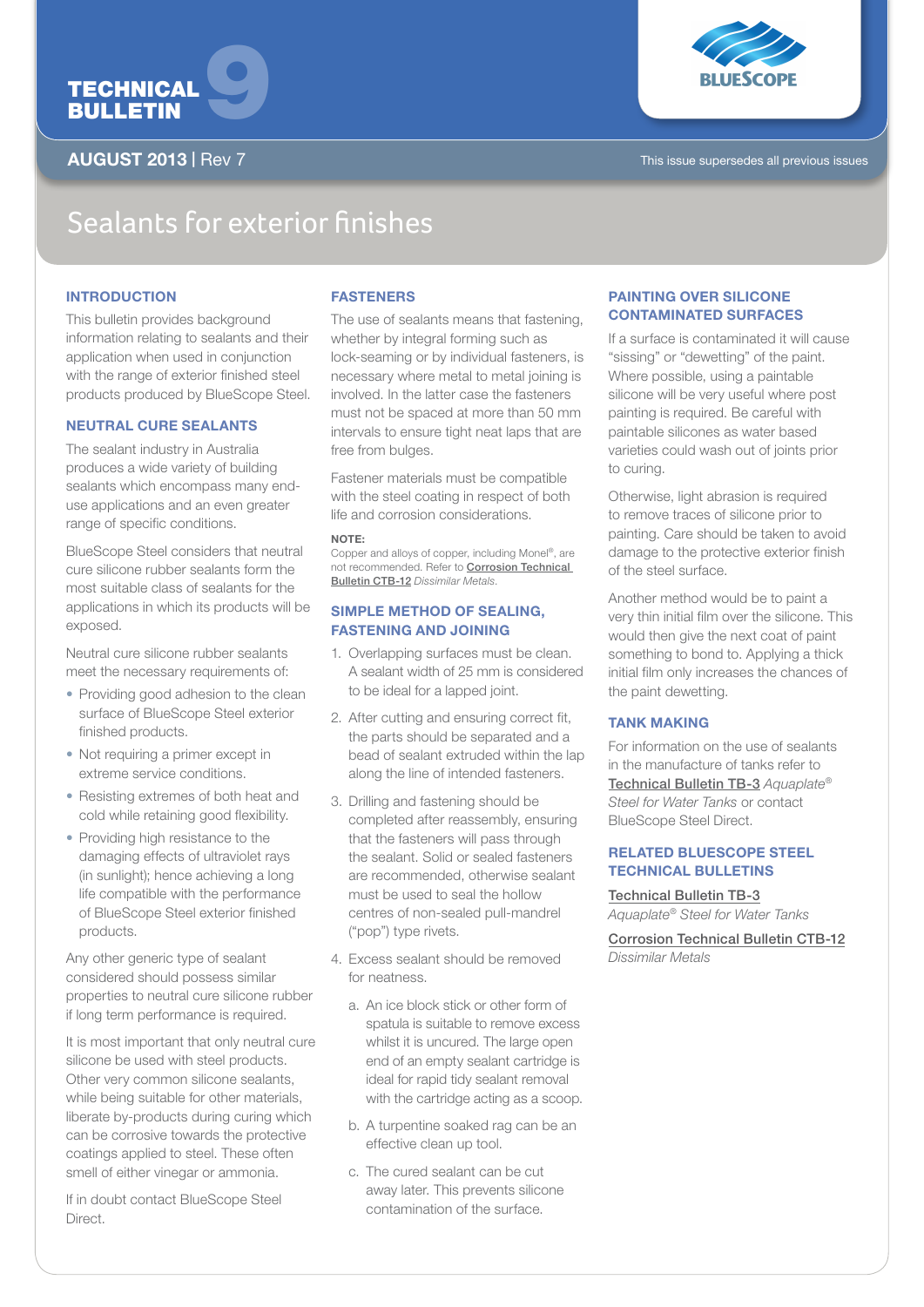TECHNICAL BULLETIN 9

**AUGUST 2013** | Rev 7

This issue supersedes all previous issues

# Sealants for exterior finishes

## INTRODUCTION

This bulletin provides background information relating to sealants and their application when used in conjunction with the range of exterior finished steel products produced by BlueScope Steel.

## NEUTRAL CURE SEALANTS

The sealant industry in Australia produces a wide variety of building sealants which encompass many end-use applications and an even greater range of specific conditions.

BlueScope Steel considers that neutral cure silicone rubber sealants form the most suitable class of sealants for the applications in which its products will be exposed.

Neutral cure silicone rubber sealants meet the necessary requirements of:

- Providing good adhesion to the clean surface of BlueScope Steel exterior finished products.
- Not requiring a primer except in extreme service conditions.
- Resisting extremes of both heat and cold while retaining good flexibility.
- Providing high resistance to the damaging effects of ultraviolet rays (in sunlight); hence achieving a long life compatible with the performance of BlueScope Steel exterior finished products.

Any other generic type of sealant considered should possess similar properties to neutral cure silicone rubber if long term performance is required.

It is most important that only neutral cure silicone be used with steel products. Other very common silicone sealants, while being suitable for other materials, liberate by-products during curing which can be corrosive towards the protective coatings applied to steel. These often smell of either vinegar or ammonia.

If in doubt contact BlueScope Steel Direct.

## FASTENERS

The use of sealants means that fastening, whether by integral forming such as lock-seaming or by individual fasteners, is necessary where metal to metal joining is involved. In the latter case the fasteners must not be spaced at more than 50 mm intervals to ensure tight neat laps that are free from bulges.

Fastener materials must be compatible with the steel coating in respect of both life and corrosion considerations.

**NOTE:**
Copper and alloys of copper, including Monel®, are not recommended. Refer to Corrosion Technical Bulletin CTB-12 *Dissimilar Metals*.

## SIMPLE METHOD OF SEALING, FASTENING AND JOINING

1. Overlapping surfaces must be clean. A sealant width of 25 mm is considered to be ideal for a lapped joint.
2. After cutting and ensuring correct fit, the parts should be separated and a bead of sealant extruded within the lap along the line of intended fasteners.
3. Drilling and fastening should be completed after reassembly, ensuring that the fasteners will pass through the sealant. Solid or sealed fasteners are recommended, otherwise sealant must be used to seal the hollow centres of non-sealed pull-mandrel ("pop") type rivets.
4. Excess sealant should be removed for neatness.
   a. An ice block stick or other form of spatula is suitable to remove excess whilst it is uncured. The large open end of an empty sealant cartridge is ideal for rapid tidy sealant removal with the cartridge acting as a scoop.
   b. A turpentine soaked rag can be an effective clean up tool.
   c. The cured sealant can be cut away later. This prevents silicone contamination of the surface.

## PAINTING OVER SILICONE CONTAMINATED SURFACES

If a surface is contaminated it will cause "sissing" or "dewetting" of the paint. Where possible, using a paintable silicone will be very useful where post painting is required. Be careful with paintable silicones as water based varieties could wash out of joints prior to curing.

Otherwise, light abrasion is required to remove traces of silicone prior to painting. Care should be taken to avoid damage to the protective exterior finish of the steel surface.

Another method would be to paint a very thin initial film over the silicone. This would then give the next coat of paint something to bond to. Applying a thick initial film only increases the chances of the paint dewetting.

## TANK MAKING

For information on the use of sealants in the manufacture of tanks refer to Technical Bulletin TB-3 *Aquaplate® Steel for Water Tanks* or contact BlueScope Steel Direct.

## RELATED BLUESCOPE STEEL TECHNICAL BULLETINS

Technical Bulletin TB-3
*Aquaplate® Steel for Water Tanks*

Corrosion Technical Bulletin CTB-12
*Dissimilar Metals*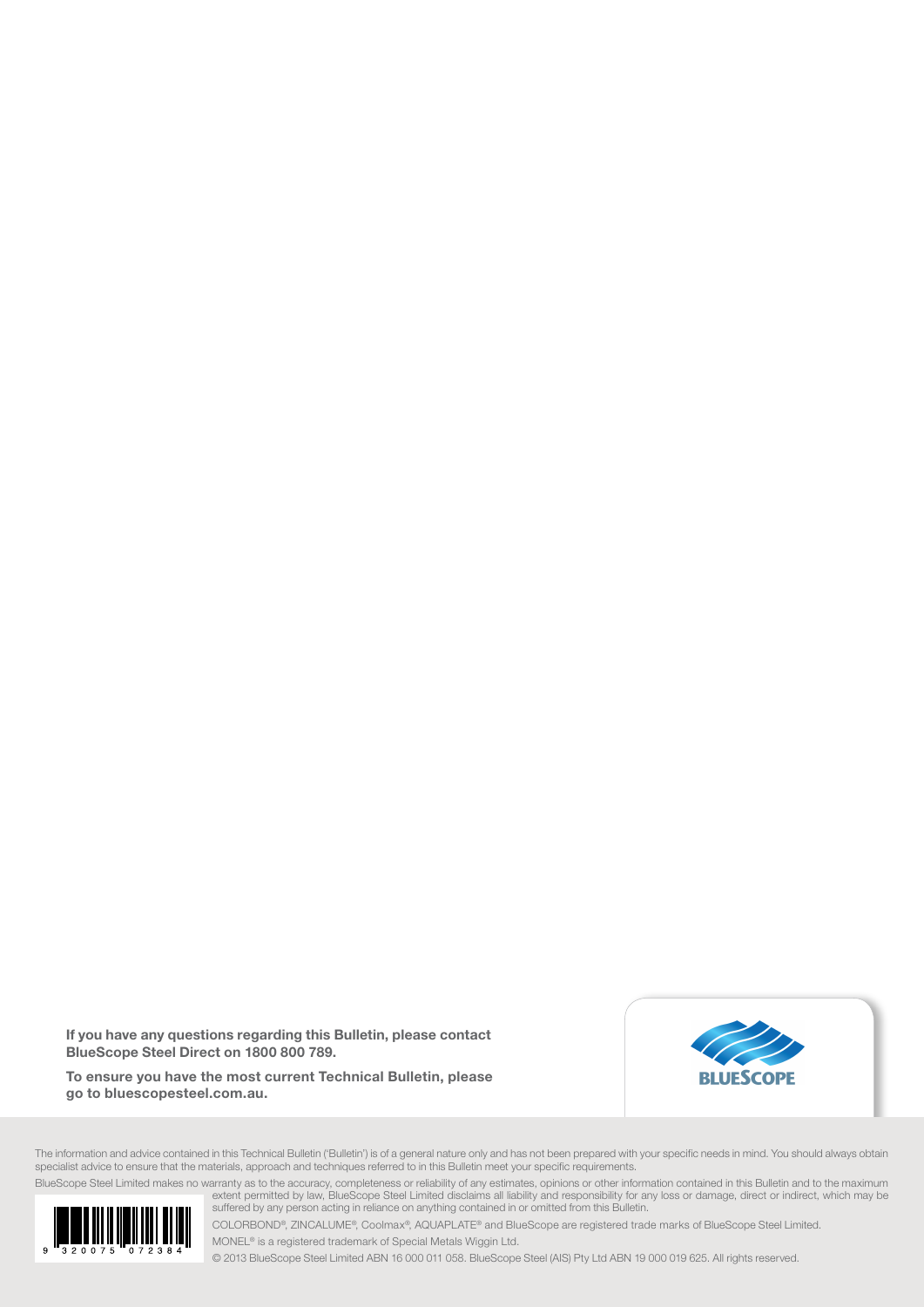**If you have any questions regarding this Bulletin, please contact BlueScope Steel Direct on 1800 800 789.**

**To ensure you have the most current Technical Bulletin, please go to bluescopesteel.com.au.**

BLUESCOPE

The information and advice contained in this Technical Bulletin ('Bulletin') is of a general nature only and has not been prepared with your specific needs in mind. You should always obtain specialist advice to ensure that the materials, approach and techniques referred to in this Bulletin meet your specific requirements.

BlueScope Steel Limited makes no warranty as to the accuracy, completeness or reliability of any estimates, opinions or other information contained in this Bulletin and to the maximum extent permitted by law, BlueScope Steel Limited disclaims all liability and responsibility for any loss or damage, direct or indirect, which may be suffered by any person acting in reliance on anything contained in or omitted from this Bulletin.

9 320075 072384

COLORBOND®, ZINCALUME®, Coolmax®, AQUAPLATE® and BlueScope are registered trade marks of BlueScope Steel Limited.

MONEL® is a registered trademark of Special Metals Wiggin Ltd.

© 2013 BlueScope Steel Limited ABN 16 000 011 058. BlueScope Steel (AIS) Pty Ltd ABN 19 000 019 625. All rights reserved.